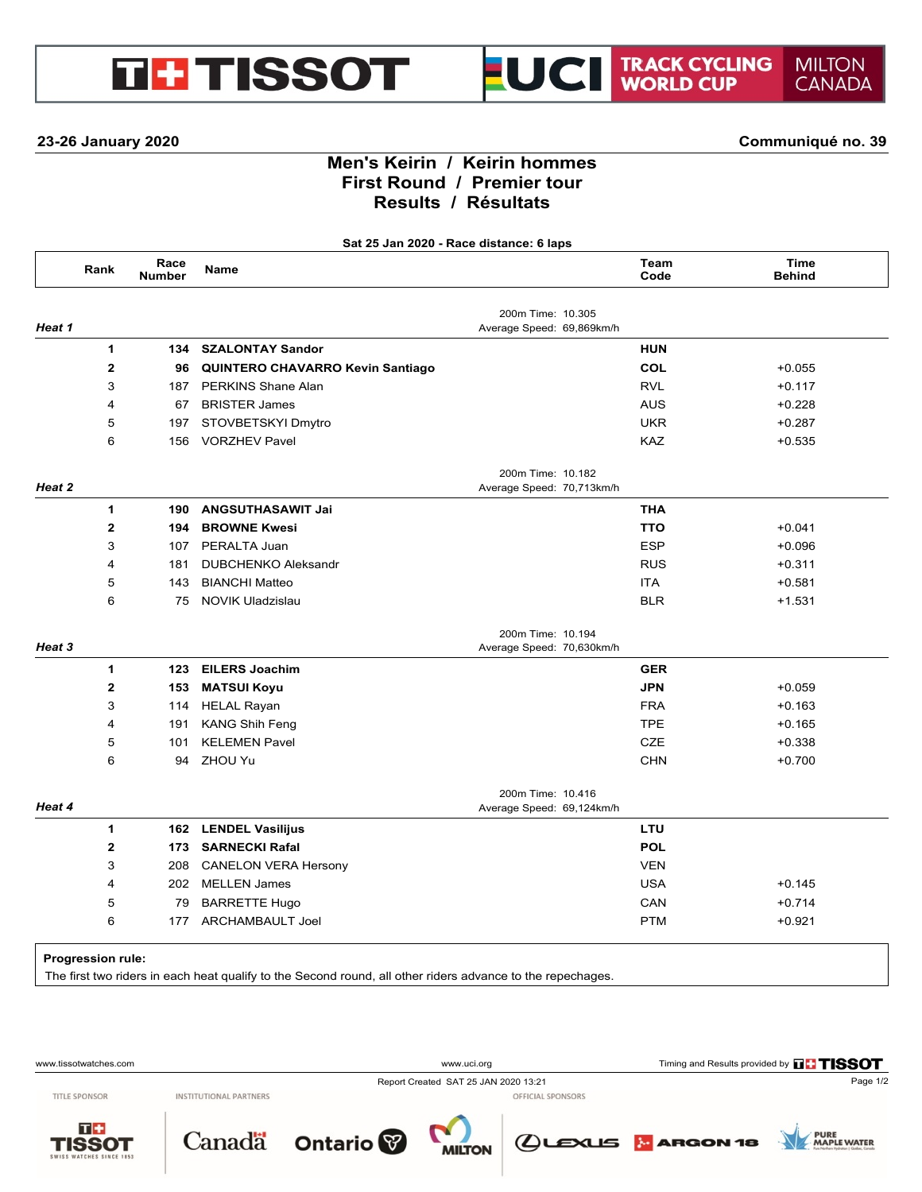TISSOT | UCI TRACK CYCLING WORLD CUP | MILTON CANADA

**23-26 January 2020** **Communiqué no. 39**

# Men's Keirin / Keirin hommes
## First Round / Premier tour
## Results / Résultats

**Sat 25 Jan 2020 - Race distance: 6 laps**

| Rank | Race Number | Name | Team Code | Time Behind |
|---|---|---|---|---|
| ***Heat 1*** | | 200m Time: 10.305 / Average Speed: 69,869km/h | | |
| **1** | **134** | **SZALONTAY Sandor** | **HUN** | |
| **2** | **96** | **QUINTERO CHAVARRO Kevin Santiago** | **COL** | +0.055 |
| 3 | 187 | PERKINS Shane Alan | RVL | +0.117 |
| 4 | 67 | BRISTER James | AUS | +0.228 |
| 5 | 197 | STOVBETSKYI Dmytro | UKR | +0.287 |
| 6 | 156 | VORZHEV Pavel | KAZ | +0.535 |
| ***Heat 2*** | | 200m Time: 10.182 / Average Speed: 70,713km/h | | |
| **1** | **190** | **ANGSUTHASAWIT Jai** | **THA** | |
| **2** | **194** | **BROWNE Kwesi** | **TTO** | +0.041 |
| 3 | 107 | PERALTA Juan | ESP | +0.096 |
| 4 | 181 | DUBCHENKO Aleksandr | RUS | +0.311 |
| 5 | 143 | BIANCHI Matteo | ITA | +0.581 |
| 6 | 75 | NOVIK Uladzislau | BLR | +1.531 |
| ***Heat 3*** | | 200m Time: 10.194 / Average Speed: 70,630km/h | | |
| **1** | **123** | **EILERS Joachim** | **GER** | |
| **2** | **153** | **MATSUI Koyu** | **JPN** | +0.059 |
| 3 | 114 | HELAL Rayan | FRA | +0.163 |
| 4 | 191 | KANG Shih Feng | TPE | +0.165 |
| 5 | 101 | KELEMEN Pavel | CZE | +0.338 |
| 6 | 94 | ZHOU Yu | CHN | +0.700 |
| ***Heat 4*** | | 200m Time: 10.416 / Average Speed: 69,124km/h | | |
| **1** | **162** | **LENDEL Vasilijus** | **LTU** | |
| **2** | **173** | **SARNECKI Rafal** | **POL** | |
| 3 | 208 | CANELON VERA Hersony | VEN | |
| 4 | 202 | MELLEN James | USA | +0.145 |
| 5 | 79 | BARRETTE Hugo | CAN | +0.714 |
| 6 | 177 | ARCHAMBAULT Joel | PTM | +0.921 |

**Progression rule:**
The first two riders in each heat qualify to the Second round, all other riders advance to the repechages.

www.tissotwatches.com www.uci.org Timing and Results provided by TISSOT

Report Created SAT 25 JAN 2020 13:21

TITLE SPONSOR: TISSOT — INSTITUTIONAL PARTNERS: Canada, Ontario, Milton — OFFICIAL SPONSORS: Lexus, Argon 18, Pure Maple Water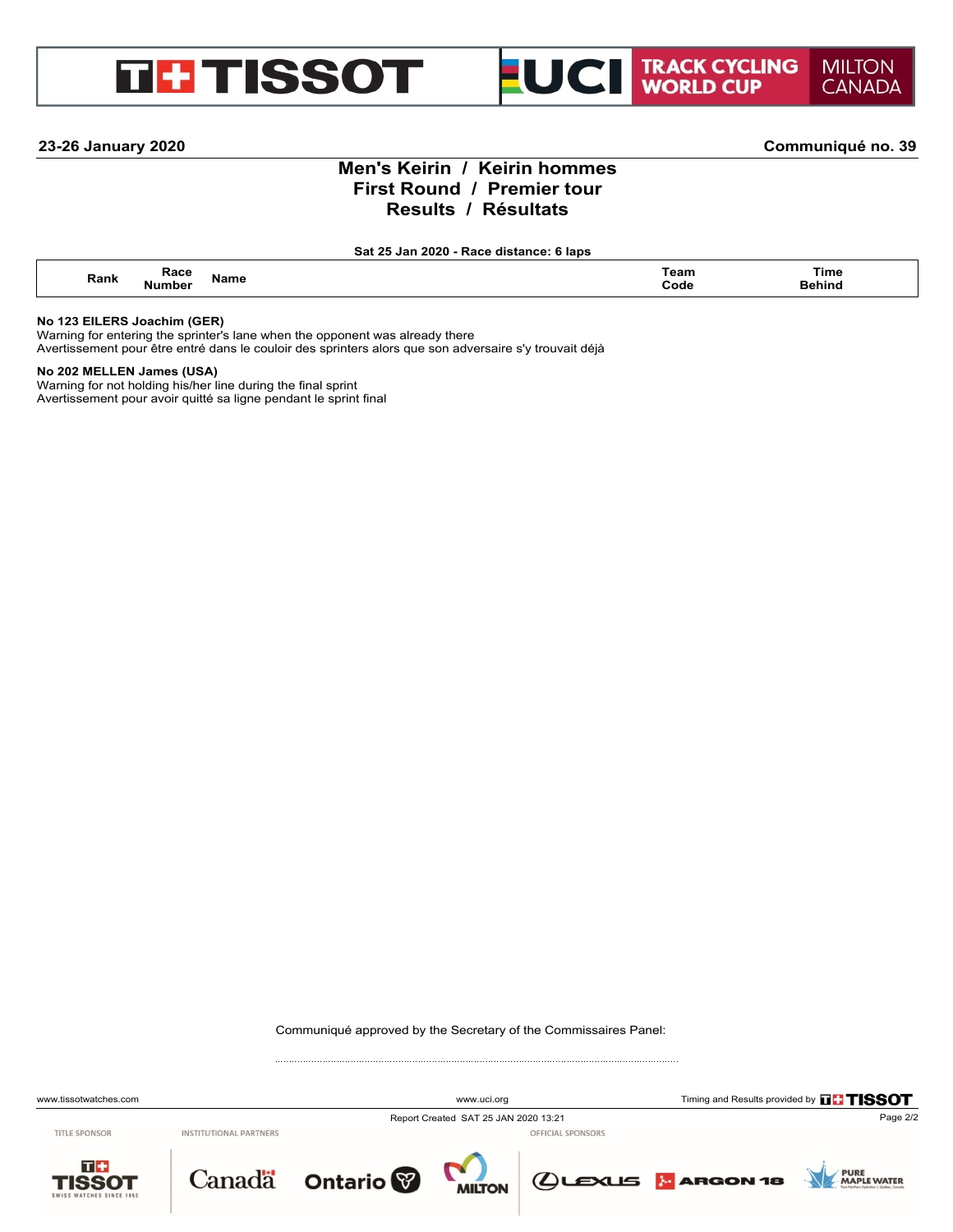23-26 January 2020 Communiqué no. 39

# Men's Keirin / Keirin hommes
## First Round / Premier tour
## Results / Résultats

**Sat 25 Jan 2020 - Race distance: 6 laps**

| Rank | Race Number | Name | Team Code | Time Behind |
|---|---|---|---|---|

**No 123 EILERS Joachim (GER)**
Warning for entering the sprinter's lane when the opponent was already there
Avertissement pour être entré dans le couloir des sprinters alors que son adversaire s'y trouvait déjà

**No 202 MELLEN James (USA)**
Warning for not holding his/her line during the final sprint
Avertissement pour avoir quitté sa ligne pendant le sprint final

Communiqué approved by the Secretary of the Commissaires Panel:

.................................................................................................................................

Report Created SAT 25 JAN 2020 13:21